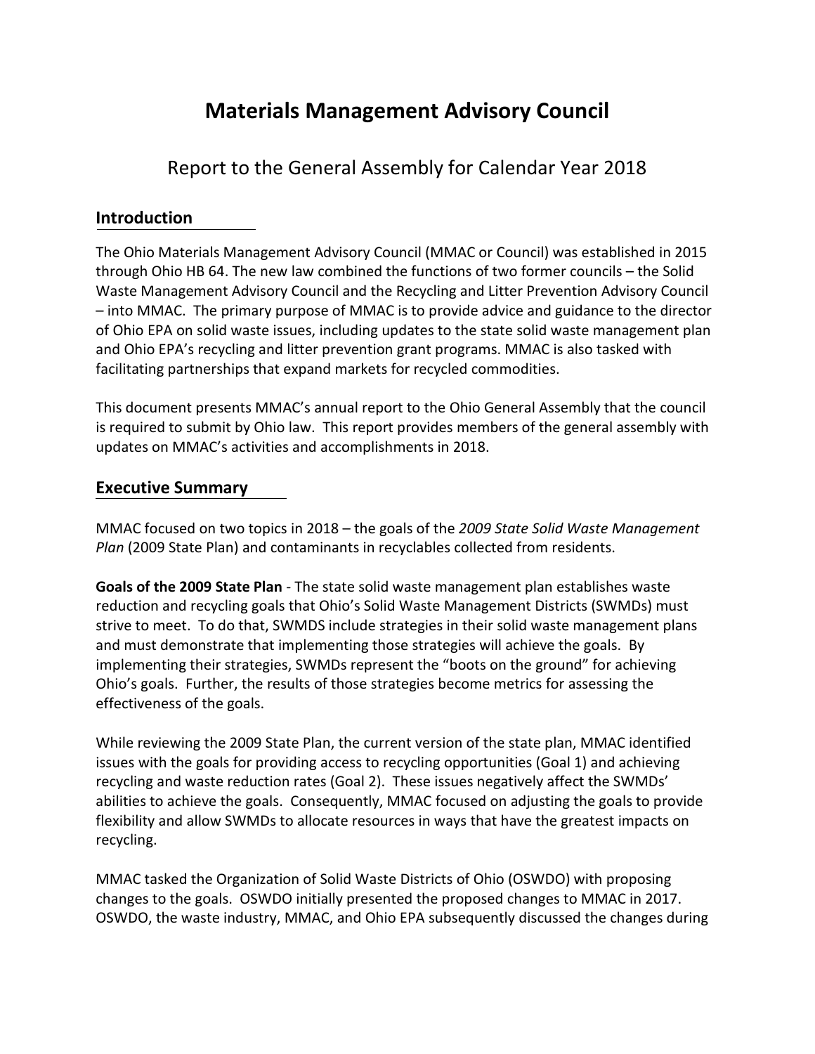# Materials Management Advisory Council

Report to the General Assembly for Calendar Year 2018

## Introduction

The Ohio Materials Management Advisory Council (MMAC or Council) was established in 2015 through Ohio HB 64. The new law combined the functions of two former councils – the Solid Waste Management Advisory Council and the Recycling and Litter Prevention Advisory Council – into MMAC. The primary purpose of MMAC is to provide advice and guidance to the director of Ohio EPA on solid waste issues, including updates to the state solid waste management plan and Ohio EPA's recycling and litter prevention grant programs. MMAC is also tasked with facilitating partnerships that expand markets for recycled commodities.

This document presents MMAC's annual report to the Ohio General Assembly that the council is required to submit by Ohio law. This report provides members of the general assembly with updates on MMAC's activities and accomplishments in 2018.

## Executive Summary

MMAC focused on two topics in 2018 – the goals of the *2009 State Solid Waste Management Plan* (2009 State Plan) and contaminants in recyclables collected from residents.

**Goals of the 2009 State Plan** - The state solid waste management plan establishes waste reduction and recycling goals that Ohio's Solid Waste Management Districts (SWMDs) must strive to meet. To do that, SWMDS include strategies in their solid waste management plans and must demonstrate that implementing those strategies will achieve the goals. By implementing their strategies, SWMDs represent the "boots on the ground" for achieving Ohio's goals. Further, the results of those strategies become metrics for assessing the effectiveness of the goals.

While reviewing the 2009 State Plan, the current version of the state plan, MMAC identified issues with the goals for providing access to recycling opportunities (Goal 1) and achieving recycling and waste reduction rates (Goal 2). These issues negatively affect the SWMDs' abilities to achieve the goals. Consequently, MMAC focused on adjusting the goals to provide flexibility and allow SWMDs to allocate resources in ways that have the greatest impacts on recycling.

MMAC tasked the Organization of Solid Waste Districts of Ohio (OSWDO) with proposing changes to the goals. OSWDO initially presented the proposed changes to MMAC in 2017. OSWDO, the waste industry, MMAC, and Ohio EPA subsequently discussed the changes during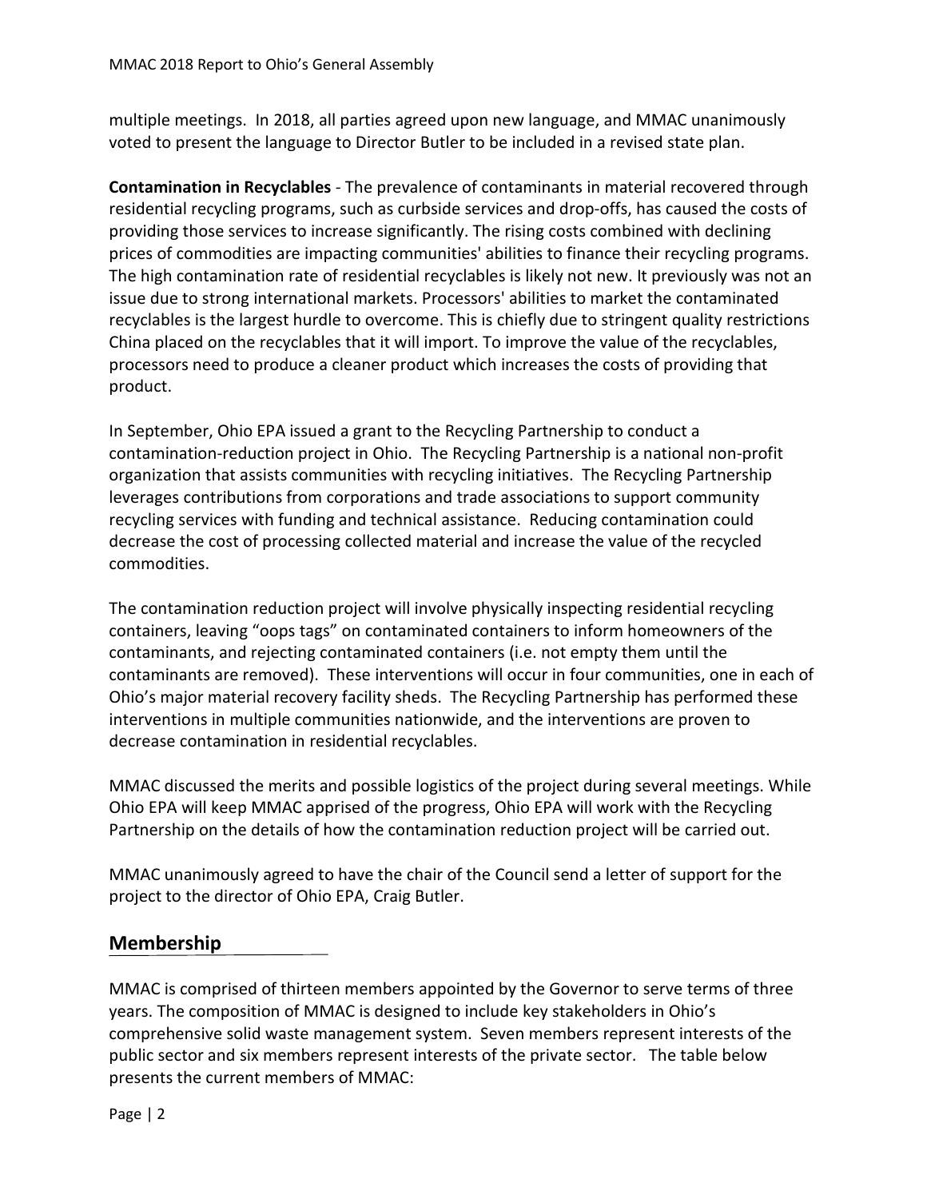multiple meetings. In 2018, all parties agreed upon new language, and MMAC unanimously voted to present the language to Director Butler to be included in a revised state plan.

**Contamination in Recyclables** - The prevalence of contaminants in material recovered through residential recycling programs, such as curbside services and drop-offs, has caused the costs of providing those services to increase significantly. The rising costs combined with declining prices of commodities are impacting communities' abilities to finance their recycling programs. The high contamination rate of residential recyclables is likely not new. It previously was not an issue due to strong international markets. Processors' abilities to market the contaminated recyclables is the largest hurdle to overcome. This is chiefly due to stringent quality restrictions China placed on the recyclables that it will import. To improve the value of the recyclables, processors need to produce a cleaner product which increases the costs of providing that product.

In September, Ohio EPA issued a grant to the Recycling Partnership to conduct a contamination-reduction project in Ohio. The Recycling Partnership is a national non-profit organization that assists communities with recycling initiatives. The Recycling Partnership leverages contributions from corporations and trade associations to support community recycling services with funding and technical assistance. Reducing contamination could decrease the cost of processing collected material and increase the value of the recycled commodities.

The contamination reduction project will involve physically inspecting residential recycling containers, leaving "oops tags" on contaminated containers to inform homeowners of the contaminants, and rejecting contaminated containers (i.e. not empty them until the contaminants are removed). These interventions will occur in four communities, one in each of Ohio's major material recovery facility sheds. The Recycling Partnership has performed these interventions in multiple communities nationwide, and the interventions are proven to decrease contamination in residential recyclables.

MMAC discussed the merits and possible logistics of the project during several meetings. While Ohio EPA will keep MMAC apprised of the progress, Ohio EPA will work with the Recycling Partnership on the details of how the contamination reduction project will be carried out.

MMAC unanimously agreed to have the chair of the Council send a letter of support for the project to the director of Ohio EPA, Craig Butler.

## Membership

MMAC is comprised of thirteen members appointed by the Governor to serve terms of three years. The composition of MMAC is designed to include key stakeholders in Ohio's comprehensive solid waste management system. Seven members represent interests of the public sector and six members represent interests of the private sector. The table below presents the current members of MMAC: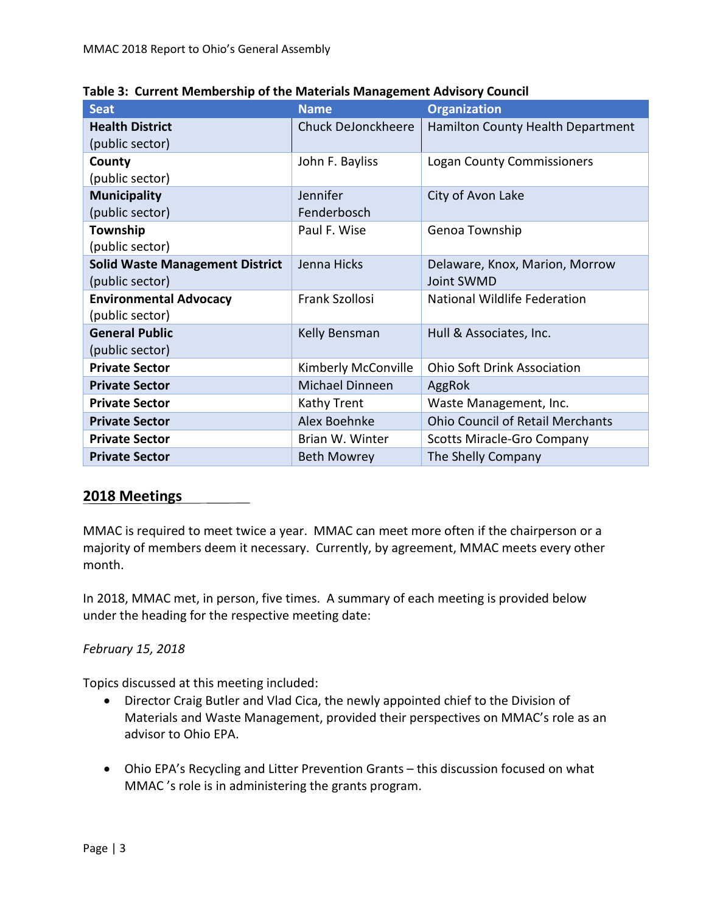**Table 3: Current Membership of the Materials Management Advisory Council**

| Seat | Name | Organization |
|---|---|---|
| **Health District** (public sector) | Chuck DeJonckheere | Hamilton County Health Department |
| **County** (public sector) | John F. Bayliss | Logan County Commissioners |
| **Municipality** (public sector) | Jennifer Fenderbosch | City of Avon Lake |
| **Township** (public sector) | Paul F. Wise | Genoa Township |
| **Solid Waste Management District** (public sector) | Jenna Hicks | Delaware, Knox, Marion, Morrow Joint SWMD |
| **Environmental Advocacy** (public sector) | Frank Szollosi | National Wildlife Federation |
| **General Public** (public sector) | Kelly Bensman | Hull & Associates, Inc. |
| **Private Sector** | Kimberly McConville | Ohio Soft Drink Association |
| **Private Sector** | Michael Dinneen | AggRok |
| **Private Sector** | Kathy Trent | Waste Management, Inc. |
| **Private Sector** | Alex Boehnke | Ohio Council of Retail Merchants |
| **Private Sector** | Brian W. Winter | Scotts Miracle-Gro Company |
| **Private Sector** | Beth Mowrey | The Shelly Company |

## 2018 Meetings

MMAC is required to meet twice a year. MMAC can meet more often if the chairperson or a majority of members deem it necessary. Currently, by agreement, MMAC meets every other month.

In 2018, MMAC met, in person, five times. A summary of each meeting is provided below under the heading for the respective meeting date:

*February 15, 2018*

Topics discussed at this meeting included:

- Director Craig Butler and Vlad Cica, the newly appointed chief to the Division of Materials and Waste Management, provided their perspectives on MMAC's role as an advisor to Ohio EPA.
- Ohio EPA's Recycling and Litter Prevention Grants – this discussion focused on what MMAC 's role is in administering the grants program.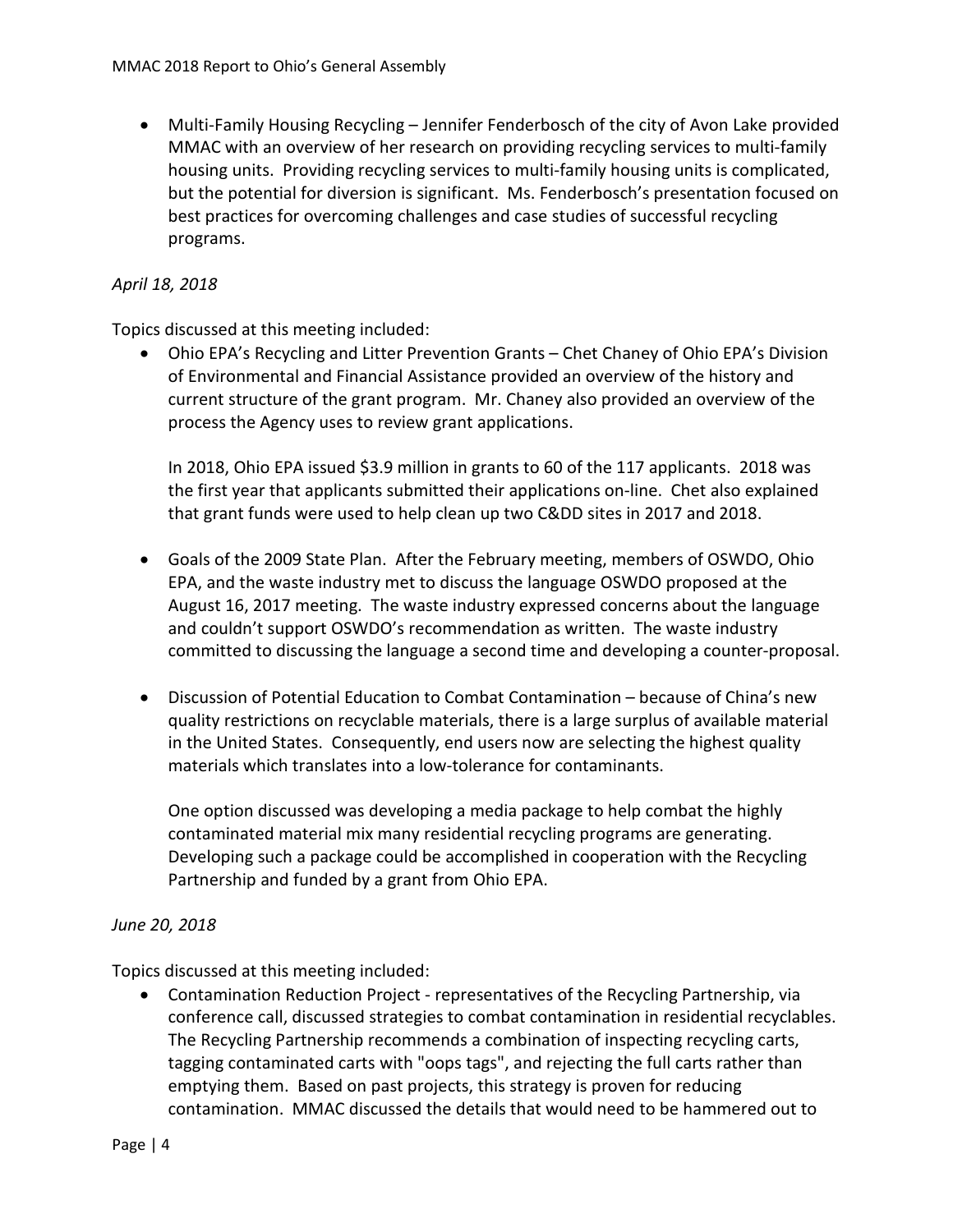- Multi-Family Housing Recycling – Jennifer Fenderbosch of the city of Avon Lake provided MMAC with an overview of her research on providing recycling services to multi-family housing units. Providing recycling services to multi-family housing units is complicated, but the potential for diversion is significant. Ms. Fenderbosch's presentation focused on best practices for overcoming challenges and case studies of successful recycling programs.

*April 18, 2018*

Topics discussed at this meeting included:

- Ohio EPA's Recycling and Litter Prevention Grants – Chet Chaney of Ohio EPA's Division of Environmental and Financial Assistance provided an overview of the history and current structure of the grant program. Mr. Chaney also provided an overview of the process the Agency uses to review grant applications.

  In 2018, Ohio EPA issued $3.9 million in grants to 60 of the 117 applicants. 2018 was the first year that applicants submitted their applications on-line. Chet also explained that grant funds were used to help clean up two C&DD sites in 2017 and 2018.

- Goals of the 2009 State Plan. After the February meeting, members of OSWDO, Ohio EPA, and the waste industry met to discuss the language OSWDO proposed at the August 16, 2017 meeting. The waste industry expressed concerns about the language and couldn't support OSWDO's recommendation as written. The waste industry committed to discussing the language a second time and developing a counter-proposal.

- Discussion of Potential Education to Combat Contamination – because of China's new quality restrictions on recyclable materials, there is a large surplus of available material in the United States. Consequently, end users now are selecting the highest quality materials which translates into a low-tolerance for contaminants.

  One option discussed was developing a media package to help combat the highly contaminated material mix many residential recycling programs are generating. Developing such a package could be accomplished in cooperation with the Recycling Partnership and funded by a grant from Ohio EPA.

*June 20, 2018*

Topics discussed at this meeting included:

- Contamination Reduction Project - representatives of the Recycling Partnership, via conference call, discussed strategies to combat contamination in residential recyclables. The Recycling Partnership recommends a combination of inspecting recycling carts, tagging contaminated carts with "oops tags", and rejecting the full carts rather than emptying them. Based on past projects, this strategy is proven for reducing contamination. MMAC discussed the details that would need to be hammered out to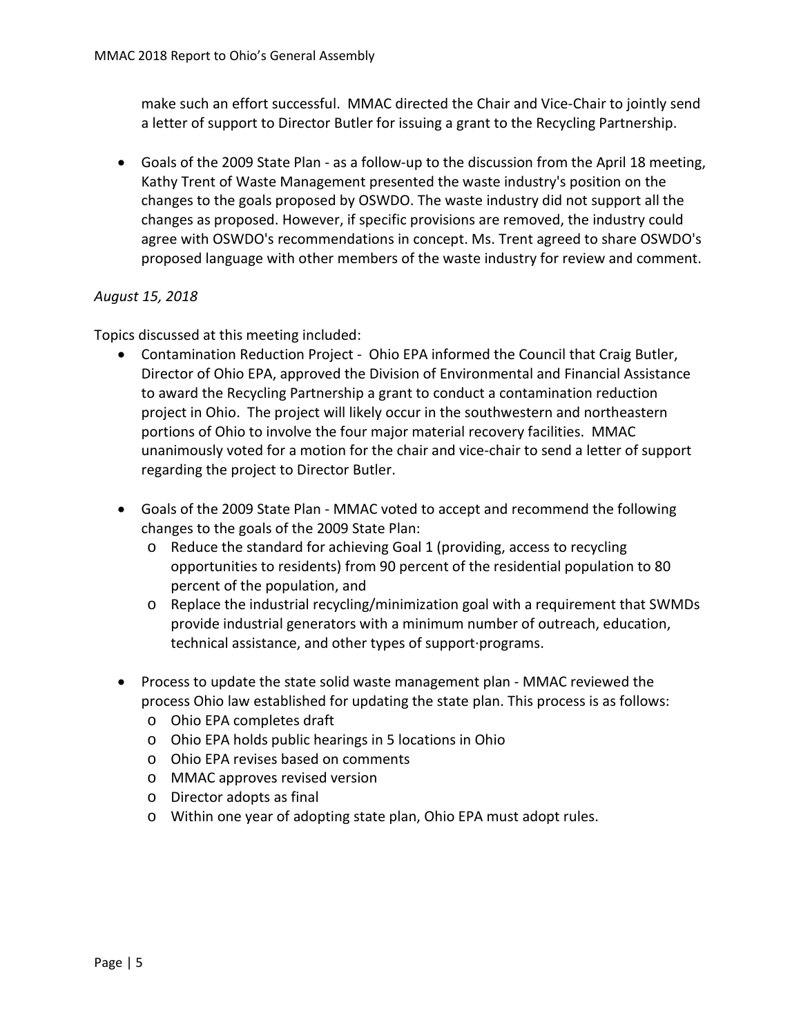make such an effort successful. MMAC directed the Chair and Vice-Chair to jointly send a letter of support to Director Butler for issuing a grant to the Recycling Partnership.

- Goals of the 2009 State Plan - as a follow-up to the discussion from the April 18 meeting, Kathy Trent of Waste Management presented the waste industry's position on the changes to the goals proposed by OSWDO. The waste industry did not support all the changes as proposed. However, if specific provisions are removed, the industry could agree with OSWDO's recommendations in concept. Ms. Trent agreed to share OSWDO's proposed language with other members of the waste industry for review and comment.

*August 15, 2018*

Topics discussed at this meeting included:

- Contamination Reduction Project - Ohio EPA informed the Council that Craig Butler, Director of Ohio EPA, approved the Division of Environmental and Financial Assistance to award the Recycling Partnership a grant to conduct a contamination reduction project in Ohio. The project will likely occur in the southwestern and northeastern portions of Ohio to involve the four major material recovery facilities. MMAC unanimously voted for a motion for the chair and vice-chair to send a letter of support regarding the project to Director Butler.

- Goals of the 2009 State Plan - MMAC voted to accept and recommend the following changes to the goals of the 2009 State Plan:
  - Reduce the standard for achieving Goal 1 (providing, access to recycling opportunities to residents) from 90 percent of the residential population to 80 percent of the population, and
  - Replace the industrial recycling/minimization goal with a requirement that SWMDs provide industrial generators with a minimum number of outreach, education, technical assistance, and other types of support·programs.

- Process to update the state solid waste management plan - MMAC reviewed the process Ohio law established for updating the state plan. This process is as follows:
  - Ohio EPA completes draft
  - Ohio EPA holds public hearings in 5 locations in Ohio
  - Ohio EPA revises based on comments
  - MMAC approves revised version
  - Director adopts as final
  - Within one year of adopting state plan, Ohio EPA must adopt rules.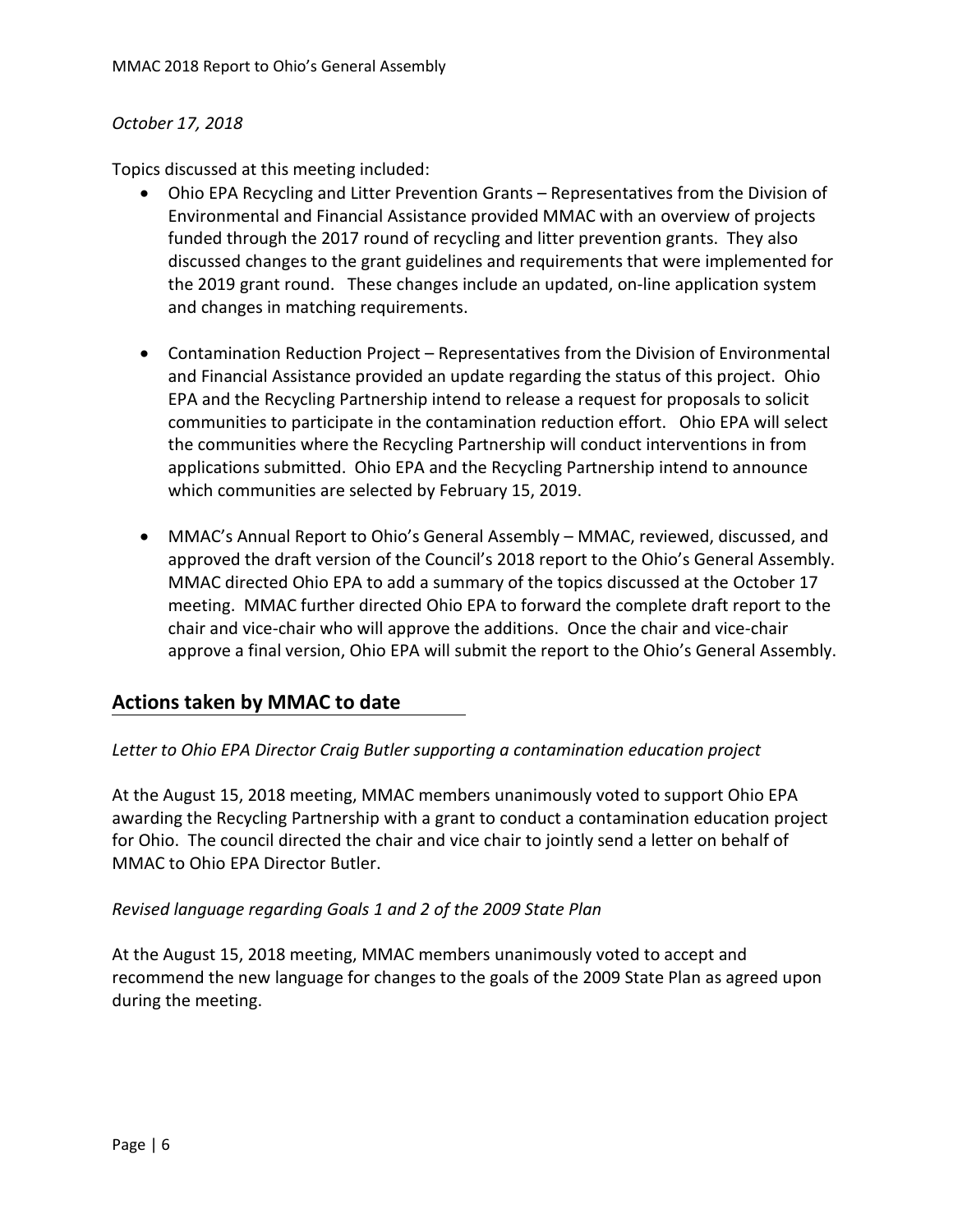*October 17, 2018*

Topics discussed at this meeting included:

- Ohio EPA Recycling and Litter Prevention Grants – Representatives from the Division of Environmental and Financial Assistance provided MMAC with an overview of projects funded through the 2017 round of recycling and litter prevention grants. They also discussed changes to the grant guidelines and requirements that were implemented for the 2019 grant round. These changes include an updated, on-line application system and changes in matching requirements.

- Contamination Reduction Project – Representatives from the Division of Environmental and Financial Assistance provided an update regarding the status of this project. Ohio EPA and the Recycling Partnership intend to release a request for proposals to solicit communities to participate in the contamination reduction effort. Ohio EPA will select the communities where the Recycling Partnership will conduct interventions in from applications submitted. Ohio EPA and the Recycling Partnership intend to announce which communities are selected by February 15, 2019.

- MMAC's Annual Report to Ohio's General Assembly – MMAC, reviewed, discussed, and approved the draft version of the Council's 2018 report to the Ohio's General Assembly. MMAC directed Ohio EPA to add a summary of the topics discussed at the October 17 meeting. MMAC further directed Ohio EPA to forward the complete draft report to the chair and vice-chair who will approve the additions. Once the chair and vice-chair approve a final version, Ohio EPA will submit the report to the Ohio's General Assembly.

## Actions taken by MMAC to date

*Letter to Ohio EPA Director Craig Butler supporting a contamination education project*

At the August 15, 2018 meeting, MMAC members unanimously voted to support Ohio EPA awarding the Recycling Partnership with a grant to conduct a contamination education project for Ohio. The council directed the chair and vice chair to jointly send a letter on behalf of MMAC to Ohio EPA Director Butler.

*Revised language regarding Goals 1 and 2 of the 2009 State Plan*

At the August 15, 2018 meeting, MMAC members unanimously voted to accept and recommend the new language for changes to the goals of the 2009 State Plan as agreed upon during the meeting.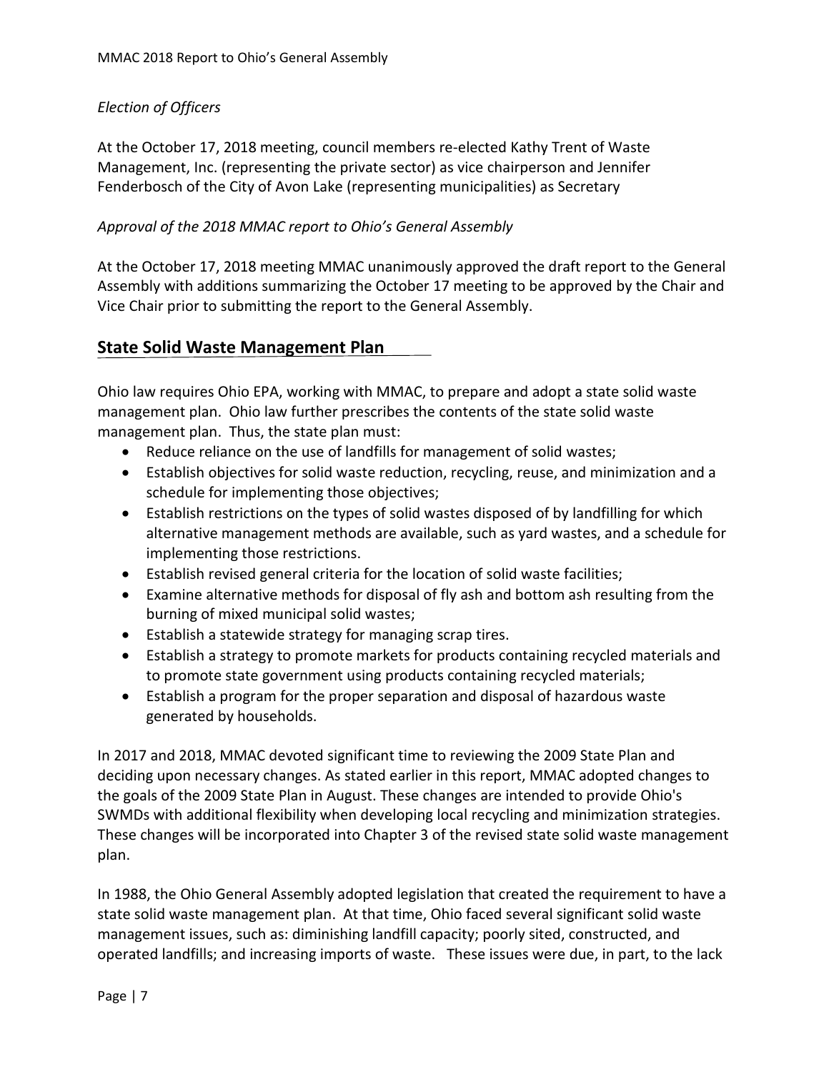*Election of Officers*

At the October 17, 2018 meeting, council members re-elected Kathy Trent of Waste Management, Inc. (representing the private sector) as vice chairperson and Jennifer Fenderbosch of the City of Avon Lake (representing municipalities) as Secretary

*Approval of the 2018 MMAC report to Ohio's General Assembly*

At the October 17, 2018 meeting MMAC unanimously approved the draft report to the General Assembly with additions summarizing the October 17 meeting to be approved by the Chair and Vice Chair prior to submitting the report to the General Assembly.

## State Solid Waste Management Plan

Ohio law requires Ohio EPA, working with MMAC, to prepare and adopt a state solid waste management plan. Ohio law further prescribes the contents of the state solid waste management plan. Thus, the state plan must:

- Reduce reliance on the use of landfills for management of solid wastes;
- Establish objectives for solid waste reduction, recycling, reuse, and minimization and a schedule for implementing those objectives;
- Establish restrictions on the types of solid wastes disposed of by landfilling for which alternative management methods are available, such as yard wastes, and a schedule for implementing those restrictions.
- Establish revised general criteria for the location of solid waste facilities;
- Examine alternative methods for disposal of fly ash and bottom ash resulting from the burning of mixed municipal solid wastes;
- Establish a statewide strategy for managing scrap tires.
- Establish a strategy to promote markets for products containing recycled materials and to promote state government using products containing recycled materials;
- Establish a program for the proper separation and disposal of hazardous waste generated by households.

In 2017 and 2018, MMAC devoted significant time to reviewing the 2009 State Plan and deciding upon necessary changes. As stated earlier in this report, MMAC adopted changes to the goals of the 2009 State Plan in August. These changes are intended to provide Ohio's SWMDs with additional flexibility when developing local recycling and minimization strategies. These changes will be incorporated into Chapter 3 of the revised state solid waste management plan.

In 1988, the Ohio General Assembly adopted legislation that created the requirement to have a state solid waste management plan. At that time, Ohio faced several significant solid waste management issues, such as: diminishing landfill capacity; poorly sited, constructed, and operated landfills; and increasing imports of waste. These issues were due, in part, to the lack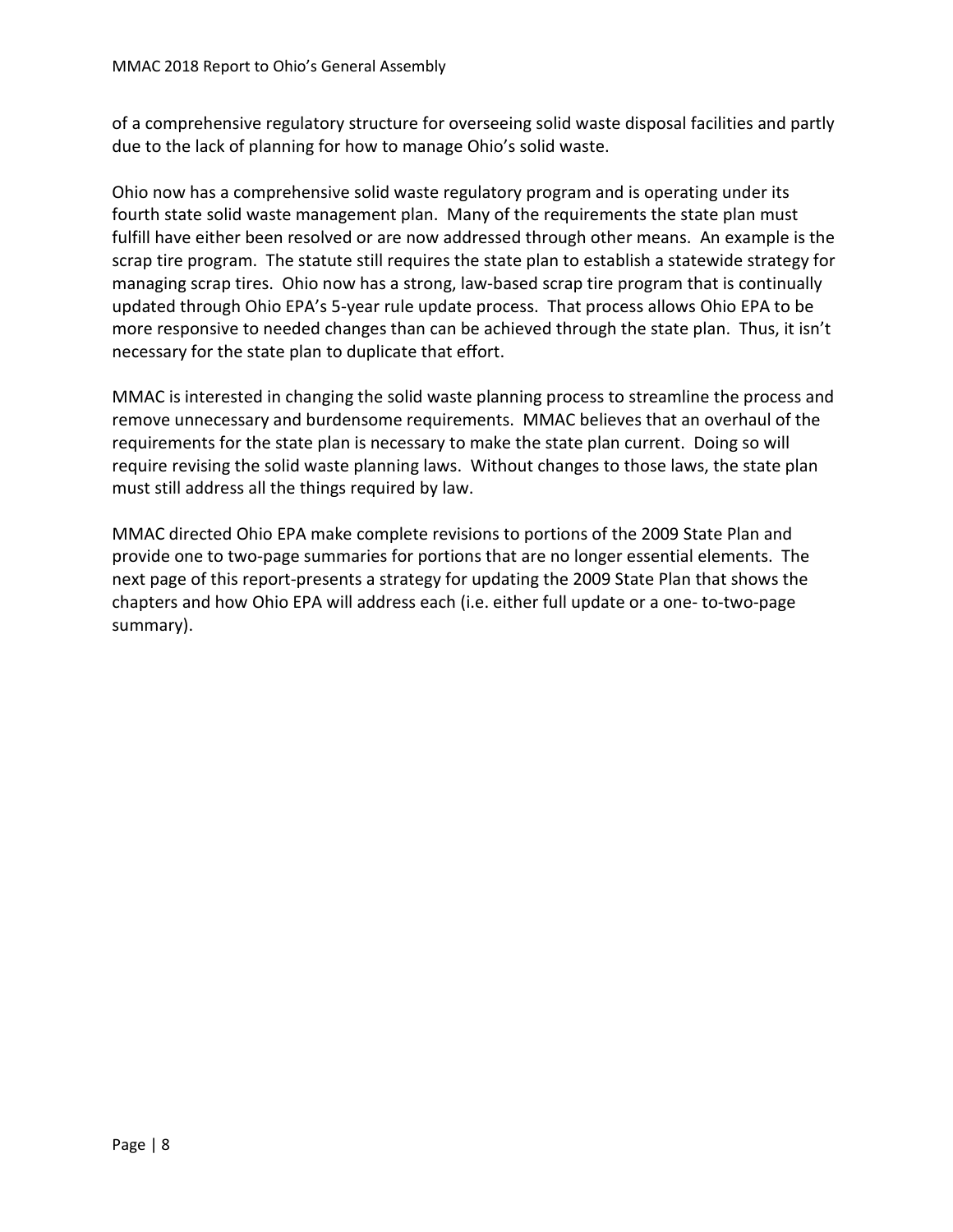of a comprehensive regulatory structure for overseeing solid waste disposal facilities and partly due to the lack of planning for how to manage Ohio's solid waste.

Ohio now has a comprehensive solid waste regulatory program and is operating under its fourth state solid waste management plan. Many of the requirements the state plan must fulfill have either been resolved or are now addressed through other means. An example is the scrap tire program. The statute still requires the state plan to establish a statewide strategy for managing scrap tires. Ohio now has a strong, law-based scrap tire program that is continually updated through Ohio EPA's 5-year rule update process. That process allows Ohio EPA to be more responsive to needed changes than can be achieved through the state plan. Thus, it isn't necessary for the state plan to duplicate that effort.

MMAC is interested in changing the solid waste planning process to streamline the process and remove unnecessary and burdensome requirements. MMAC believes that an overhaul of the requirements for the state plan is necessary to make the state plan current. Doing so will require revising the solid waste planning laws. Without changes to those laws, the state plan must still address all the things required by law.

MMAC directed Ohio EPA make complete revisions to portions of the 2009 State Plan and provide one to two-page summaries for portions that are no longer essential elements. The next page of this report-presents a strategy for updating the 2009 State Plan that shows the chapters and how Ohio EPA will address each (i.e. either full update or a one- to-two-page summary).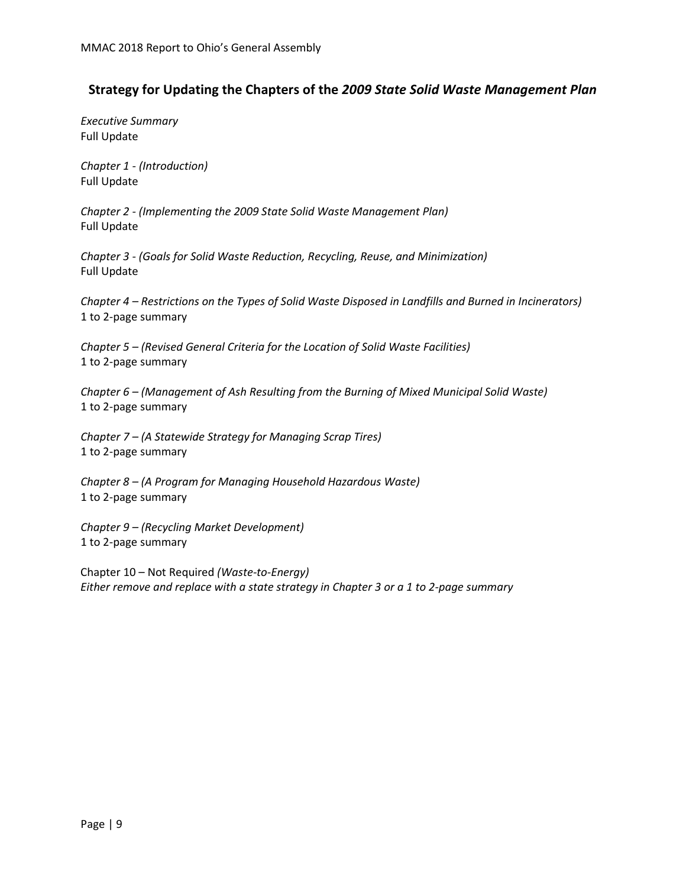## Strategy for Updating the Chapters of the *2009 State Solid Waste Management Plan*

*Executive Summary*
Full Update

*Chapter 1 - (Introduction)*
Full Update

*Chapter 2 - (Implementing the 2009 State Solid Waste Management Plan)*
Full Update

*Chapter 3 - (Goals for Solid Waste Reduction, Recycling, Reuse, and Minimization)*
Full Update

*Chapter 4 – Restrictions on the Types of Solid Waste Disposed in Landfills and Burned in Incinerators)*
1 to 2-page summary

*Chapter 5 – (Revised General Criteria for the Location of Solid Waste Facilities)*
1 to 2-page summary

*Chapter 6 – (Management of Ash Resulting from the Burning of Mixed Municipal Solid Waste)*
1 to 2-page summary

*Chapter 7 – (A Statewide Strategy for Managing Scrap Tires)*
1 to 2-page summary

*Chapter 8 – (A Program for Managing Household Hazardous Waste)*
1 to 2-page summary

*Chapter 9 – (Recycling Market Development)*
1 to 2-page summary

Chapter 10 – Not Required *(Waste-to-Energy)*
*Either remove and replace with a state strategy in Chapter 3 or a 1 to 2-page summary*